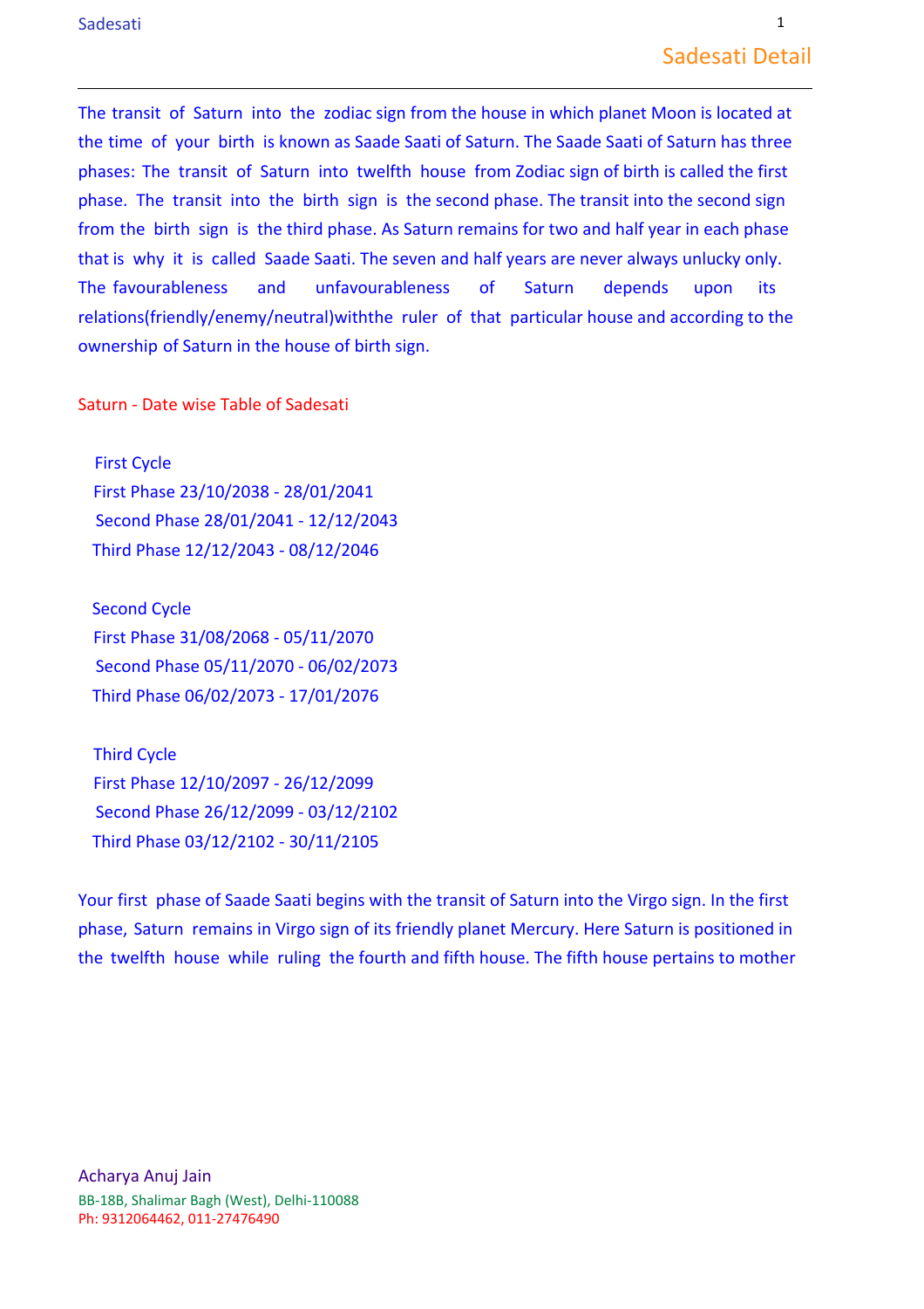# Sadesati Detail

The transit of Saturn into the zodiac sign from the house in which planet Moon is located at the time of your birth is known as Saade Saati of Saturn. The Saade Saati of Saturn has three phases: The transit of Saturn into twelfth house from Zodiac sign of birth is called the first phase. The transit into the birth sign is the second phase. The transit into the second sign from the birth sign is the third phase. As Saturn remains for two and half year in each phase that is why it is called Saade Saati. The seven and half years are never always unlucky only. The favourableness and unfavourableness of Saturn depends upon its relations(friendly/enemy/neutral)withthe ruler of that particular house and according to the ownership of Saturn in the house of birth sign.

## Saturn - Date wise Table of Sadesati

First Cycle
First Phase 23/10/2038 - 28/01/2041
Second Phase 28/01/2041 - 12/12/2043
Third Phase 12/12/2043 - 08/12/2046

Second Cycle
First Phase 31/08/2068 - 05/11/2070
Second Phase 05/11/2070 - 06/02/2073
Third Phase 06/02/2073 - 17/01/2076

Third Cycle
First Phase 12/10/2097 - 26/12/2099
Second Phase 26/12/2099 - 03/12/2102
Third Phase 03/12/2102 - 30/11/2105

Your first phase of Saade Saati begins with the transit of Saturn into the Virgo sign. In the first phase, Saturn remains in Virgo sign of its friendly planet Mercury. Here Saturn is positioned in the twelfth house while ruling the fourth and fifth house. The fifth house pertains to mother

Acharya Anuj Jain
BB-18B, Shalimar Bagh (West), Delhi-110088
Ph: 9312064462, 011-27476490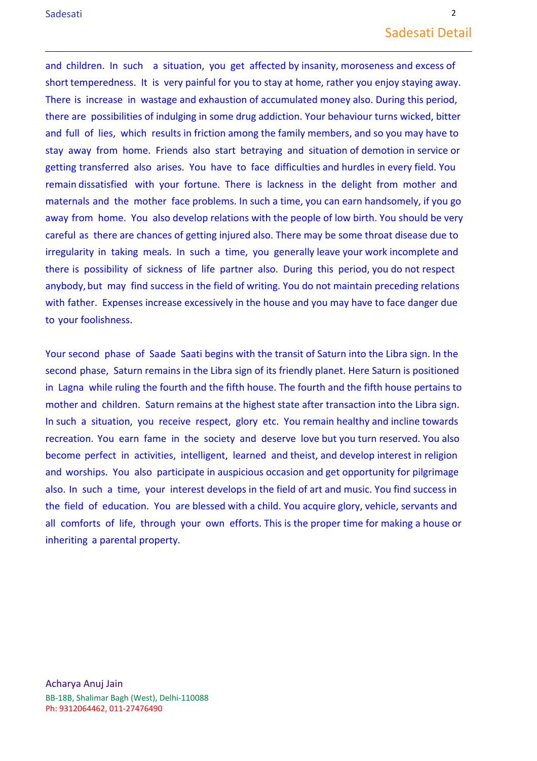## Sadesati Detail

and children. In such a situation, you get affected by insanity, moroseness and excess of short temperedness. It is very painful for you to stay at home, rather you enjoy staying away. There is increase in wastage and exhaustion of accumulated money also. During this period, there are possibilities of indulging in some drug addiction. Your behaviour turns wicked, bitter and full of lies, which results in friction among the family members, and so you may have to stay away from home. Friends also start betraying and situation of demotion in service or getting transferred also arises. You have to face difficulties and hurdles in every field. You remain dissatisfied with your fortune. There is lackness in the delight from mother and maternals and the mother face problems. In such a time, you can earn handsomely, if you go away from home. You also develop relations with the people of low birth. You should be very careful as there are chances of getting injured also. There may be some throat disease due to irregularity in taking meals. In such a time, you generally leave your work incomplete and there is possibility of sickness of life partner also. During this period, you do not respect anybody, but may find success in the field of writing. You do not maintain preceding relations with father. Expenses increase excessively in the house and you may have to face danger due to your foolishness.

Your second phase of Saade Saati begins with the transit of Saturn into the Libra sign. In the second phase, Saturn remains in the Libra sign of its friendly planet. Here Saturn is positioned in Lagna while ruling the fourth and the fifth house. The fourth and the fifth house pertains to mother and children. Saturn remains at the highest state after transaction into the Libra sign. In such a situation, you receive respect, glory etc. You remain healthy and incline towards recreation. You earn fame in the society and deserve love but you turn reserved. You also become perfect in activities, intelligent, learned and theist, and develop interest in religion and worships. You also participate in auspicious occasion and get opportunity for pilgrimage also. In such a time, your interest develops in the field of art and music. You find success in the field of education. You are blessed with a child. You acquire glory, vehicle, servants and all comforts of life, through your own efforts. This is the proper time for making a house or inheriting a parental property.

Acharya Anuj Jain
BB-18B, Shalimar Bagh (West), Delhi-110088
Ph: 9312064462, 011-27476490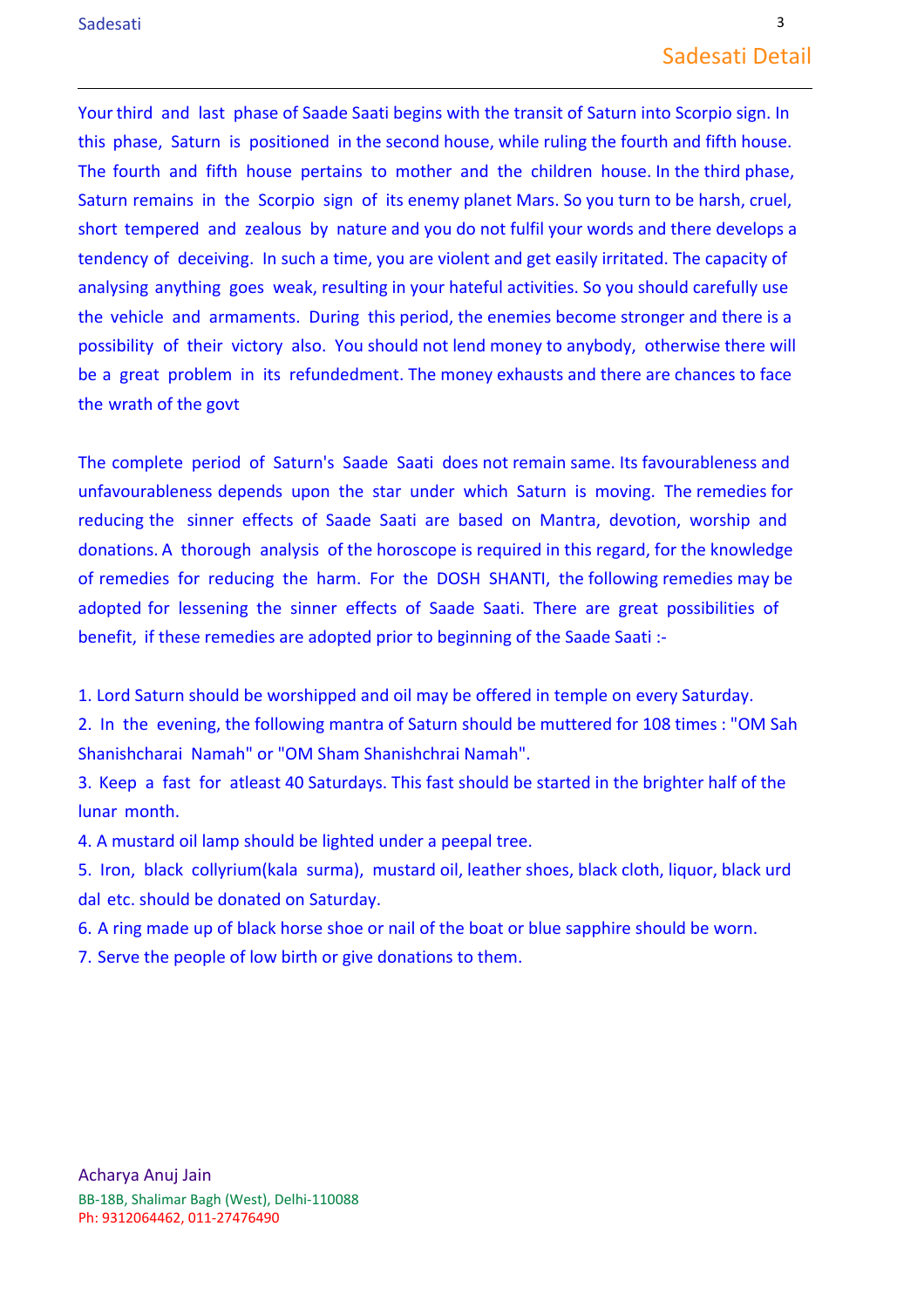## Sadesati Detail

Your third and last phase of Saade Saati begins with the transit of Saturn into Scorpio sign. In this phase, Saturn is positioned in the second house, while ruling the fourth and fifth house. The fourth and fifth house pertains to mother and the children house. In the third phase, Saturn remains in the Scorpio sign of its enemy planet Mars. So you turn to be harsh, cruel, short tempered and zealous by nature and you do not fulfil your words and there develops a tendency of deceiving. In such a time, you are violent and get easily irritated. The capacity of analysing anything goes weak, resulting in your hateful activities. So you should carefully use the vehicle and armaments. During this period, the enemies become stronger and there is a possibility of their victory also. You should not lend money to anybody, otherwise there will be a great problem in its refundedment. The money exhausts and there are chances to face the wrath of the govt

The complete period of Saturn's Saade Saati does not remain same. Its favourableness and unfavourableness depends upon the star under which Saturn is moving. The remedies for reducing the sinner effects of Saade Saati are based on Mantra, devotion, worship and donations. A thorough analysis of the horoscope is required in this regard, for the knowledge of remedies for reducing the harm. For the DOSH SHANTI, the following remedies may be adopted for lessening the sinner effects of Saade Saati. There are great possibilities of benefit, if these remedies are adopted prior to beginning of the Saade Saati :-

1. Lord Saturn should be worshipped and oil may be offered in temple on every Saturday.
2. In the evening, the following mantra of Saturn should be muttered for 108 times : "OM Sah Shanishcharai Namah" or "OM Sham Shanishchrai Namah".
3. Keep a fast for atleast 40 Saturdays. This fast should be started in the brighter half of the lunar month.
4. A mustard oil lamp should be lighted under a peepal tree.
5. Iron, black collyrium(kala surma), mustard oil, leather shoes, black cloth, liquor, black urd dal etc. should be donated on Saturday.
6. A ring made up of black horse shoe or nail of the boat or blue sapphire should be worn.
7. Serve the people of low birth or give donations to them.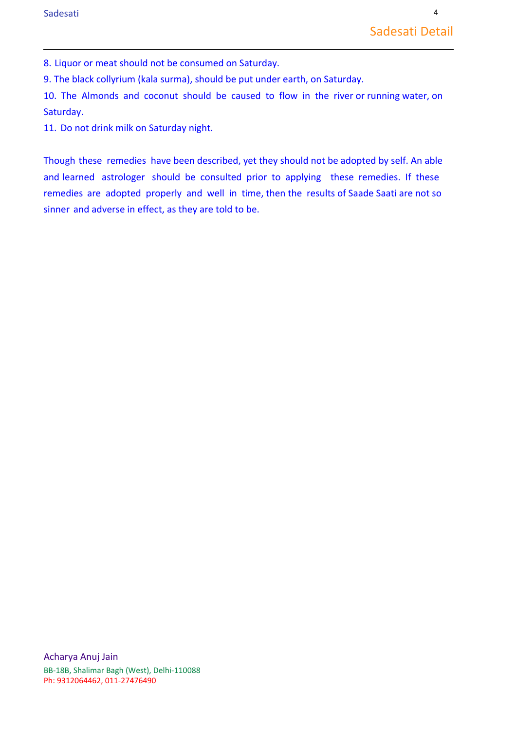8. Liquor or meat should not be consumed on Saturday.

9. The black collyrium (kala surma), should be put under earth, on Saturday.

10. The Almonds and coconut should be caused to flow in the river or running water, on Saturday.

11. Do not drink milk on Saturday night.

Though these remedies have been described, yet they should not be adopted by self. An able and learned astrologer should be consulted prior to applying these remedies. If these remedies are adopted properly and well in time, then the results of Saade Saati are not so sinner and adverse in effect, as they are told to be.

Acharya Anuj Jain
BB-18B, Shalimar Bagh (West), Delhi-110088
Ph: 9312064462, 011-27476490